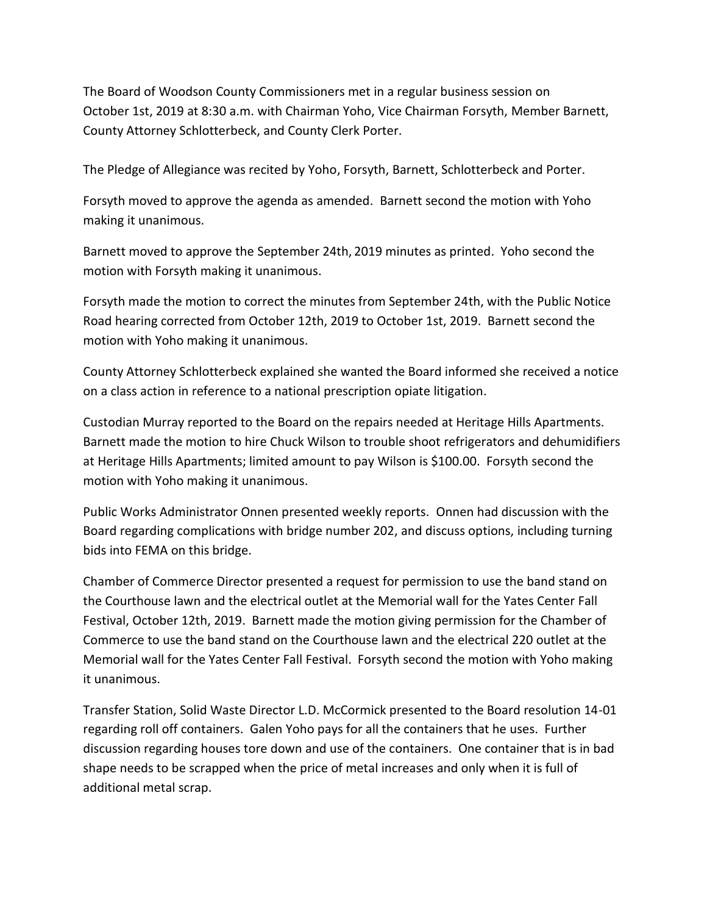The Board of Woodson County Commissioners met in a regular business session on October 1st, 2019 at 8:30 a.m. with Chairman Yoho, Vice Chairman Forsyth, Member Barnett, County Attorney Schlotterbeck, and County Clerk Porter.

The Pledge of Allegiance was recited by Yoho, Forsyth, Barnett, Schlotterbeck and Porter.

Forsyth moved to approve the agenda as amended. Barnett second the motion with Yoho making it unanimous.

Barnett moved to approve the September 24th, 2019 minutes as printed. Yoho second the motion with Forsyth making it unanimous.

Forsyth made the motion to correct the minutes from September 24th, with the Public Notice Road hearing corrected from October 12th, 2019 to October 1st, 2019. Barnett second the motion with Yoho making it unanimous.

County Attorney Schlotterbeck explained she wanted the Board informed she received a notice on a class action in reference to a national prescription opiate litigation.

Custodian Murray reported to the Board on the repairs needed at Heritage Hills Apartments. Barnett made the motion to hire Chuck Wilson to trouble shoot refrigerators and dehumidifiers at Heritage Hills Apartments; limited amount to pay Wilson is $100.00. Forsyth second the motion with Yoho making it unanimous.

Public Works Administrator Onnen presented weekly reports. Onnen had discussion with the Board regarding complications with bridge number 202, and discuss options, including turning bids into FEMA on this bridge.

Chamber of Commerce Director presented a request for permission to use the band stand on the Courthouse lawn and the electrical outlet at the Memorial wall for the Yates Center Fall Festival, October 12th, 2019. Barnett made the motion giving permission for the Chamber of Commerce to use the band stand on the Courthouse lawn and the electrical 220 outlet at the Memorial wall for the Yates Center Fall Festival. Forsyth second the motion with Yoho making it unanimous.

Transfer Station, Solid Waste Director L.D. McCormick presented to the Board resolution 14-01 regarding roll off containers. Galen Yoho pays for all the containers that he uses. Further discussion regarding houses tore down and use of the containers. One container that is in bad shape needs to be scrapped when the price of metal increases and only when it is full of additional metal scrap.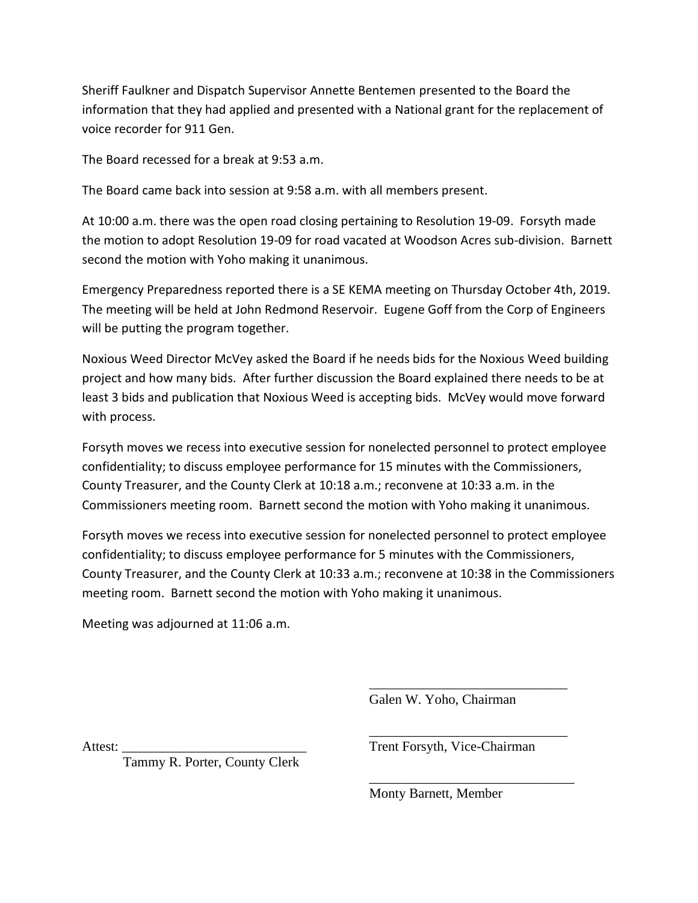Sheriff Faulkner and Dispatch Supervisor Annette Bentemen presented to the Board the information that they had applied and presented with a National grant for the replacement of voice recorder for 911 Gen.

The Board recessed for a break at 9:53 a.m.

The Board came back into session at 9:58 a.m. with all members present.

At 10:00 a.m. there was the open road closing pertaining to Resolution 19-09. Forsyth made the motion to adopt Resolution 19-09 for road vacated at Woodson Acres sub-division. Barnett second the motion with Yoho making it unanimous.

Emergency Preparedness reported there is a SE KEMA meeting on Thursday October 4th, 2019. The meeting will be held at John Redmond Reservoir. Eugene Goff from the Corp of Engineers will be putting the program together.

Noxious Weed Director McVey asked the Board if he needs bids for the Noxious Weed building project and how many bids. After further discussion the Board explained there needs to be at least 3 bids and publication that Noxious Weed is accepting bids. McVey would move forward with process.

Forsyth moves we recess into executive session for nonelected personnel to protect employee confidentiality; to discuss employee performance for 15 minutes with the Commissioners, County Treasurer, and the County Clerk at 10:18 a.m.; reconvene at 10:33 a.m. in the Commissioners meeting room. Barnett second the motion with Yoho making it unanimous.

Forsyth moves we recess into executive session for nonelected personnel to protect employee confidentiality; to discuss employee performance for 5 minutes with the Commissioners, County Treasurer, and the County Clerk at 10:33 a.m.; reconvene at 10:38 in the Commissioners meeting room. Barnett second the motion with Yoho making it unanimous.

Meeting was adjourned at 11:06 a.m.

\_\_\_\_\_\_\_\_\_\_\_\_\_\_\_\_\_\_\_\_\_\_\_\_\_\_\_\_\_\_
Galen W. Yoho, Chairman

Attest: \_\_\_\_\_\_\_\_\_\_\_\_\_\_\_\_\_\_\_\_\_\_\_\_\_\_\_\_
Tammy R. Porter, County Clerk

\_\_\_\_\_\_\_\_\_\_\_\_\_\_\_\_\_\_\_\_\_\_\_\_\_\_\_\_\_\_
Trent Forsyth, Vice-Chairman

\_\_\_\_\_\_\_\_\_\_\_\_\_\_\_\_\_\_\_\_\_\_\_\_\_\_\_\_\_\_
Monty Barnett, Member